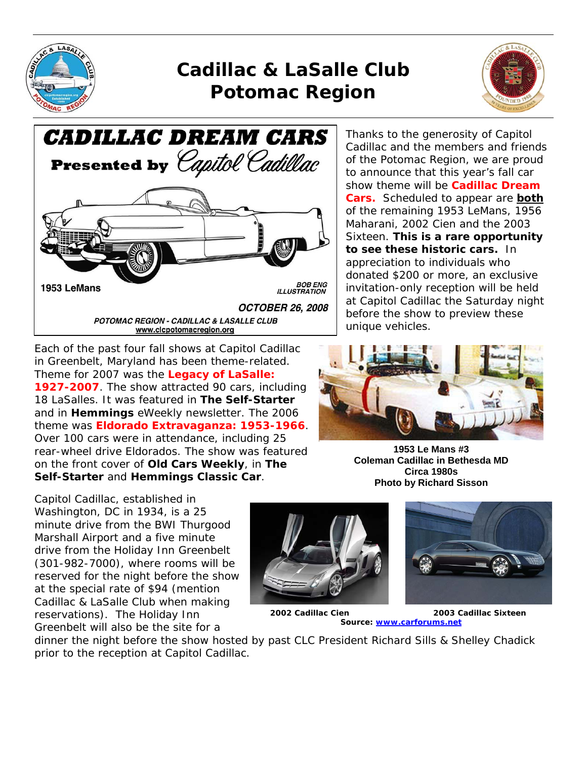# Cadillac & LaSalle Club Potomac Region

**CADILLAC DREAM CARS**

**Presented by Capitol Cadillac**

1953 LeMans

*BOB ENG ILLUSTRATION*

***OCTOBER 26, 2008***

***POTOMAC REGION - CADILLAC & LASALLE CLUB***

www.clcpotomacregion.org

Thanks to the generosity of Capitol Cadillac and the members and friends of the Potomac Region, we are proud to announce that this year's fall car show theme will be **Cadillac Dream Cars.** Scheduled to appear are **both** of the remaining 1953 LeMans, 1956 Maharani, 2002 Cien and the 2003 Sixteen. **This is a rare opportunity to see these historic cars.** In appreciation to individuals who donated $200 or more, an exclusive invitation-only reception will be held at Capitol Cadillac the Saturday night before the show to preview these unique vehicles.

Each of the past four fall shows at Capitol Cadillac in Greenbelt, Maryland has been theme-related. Theme for 2007 was the **Legacy of LaSalle: 1927-2007**. The show attracted 90 cars, including 18 LaSalles. It was featured in **The Self-Starter** and in **Hemmings** eWeekly newsletter. The 2006 theme was **Eldorado Extravaganza: 1953-1966**. Over 100 cars were in attendance, including 25 rear-wheel drive Eldorados. The show was featured on the front cover of **Old Cars Weekly**, in **The Self-Starter** and **Hemmings Classic Car**.

**1953 Le Mans #3**
**Coleman Cadillac in Bethesda MD**
**Circa 1980s**
**Photo by Richard Sisson**

Capitol Cadillac, established in Washington, DC in 1934, is a 25 minute drive from the BWI Thurgood Marshall Airport and a five minute drive from the Holiday Inn Greenbelt (301-982-7000), where rooms will be reserved for the night before the show at the special rate of $94 (mention Cadillac & LaSalle Club when making reservations). The Holiday Inn Greenbelt will also be the site for a dinner the night before the show hosted by past CLC President Richard Sills & Shelley Chadick prior to the reception at Capitol Cadillac.

**2002 Cadillac Cien** **2003 Cadillac Sixteen**
**Source: www.carforums.net**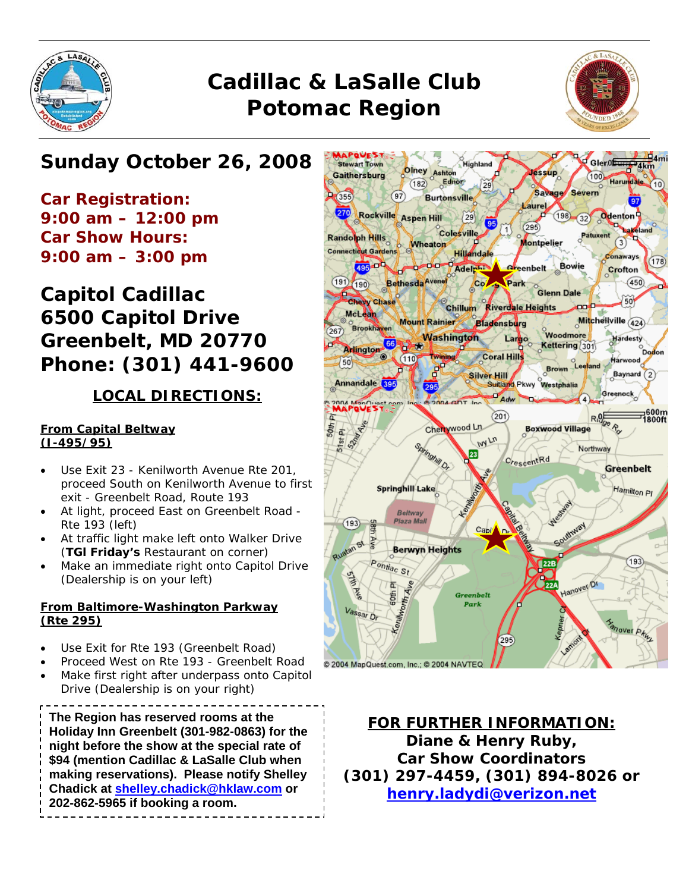# Cadillac & LaSalle Club
# Potomac Region

## Sunday October 26, 2008

**Car Registration:**
**9:00 am – 12:00 pm**
**Car Show Hours:**
**9:00 am – 3:00 pm**

## Capitol Cadillac
## 6500 Capitol Drive
## Greenbelt, MD 20770
## Phone: (301) 441-9600

### LOCAL DIRECTIONS:

**From Capital Beltway (I-495/95)**

- Use Exit 23 - Kenilworth Avenue Rte 201, proceed South on Kenilworth Avenue to first exit - Greenbelt Road, Route 193
- At light, proceed East on Greenbelt Road - Rte 193 (left)
- At traffic light make left onto Walker Drive (**TGI Friday's** Restaurant on corner)
- Make an immediate right onto Capitol Drive (Dealership is on your left)

**From Baltimore-Washington Parkway (Rte 295)**

- Use Exit for Rte 193 (Greenbelt Road)
- Proceed West on Rte 193 - Greenbelt Road
- Make first right after underpass onto Capitol Drive (Dealership is on your right)

**The Region has reserved rooms at the Holiday Inn Greenbelt (301-982-0863) for the night before the show at the special rate of $94 (mention Cadillac & LaSalle Club when making reservations). Please notify Shelley Chadick at shelley.chadick@hklaw.com or 202-862-5965 if booking a room.**

**FOR FURTHER INFORMATION:**
**Diane & Henry Ruby,**
**Car Show Coordinators**
**(301) 297-4459, (301) 894-8026 or**
**henry.ladydi@verizon.net**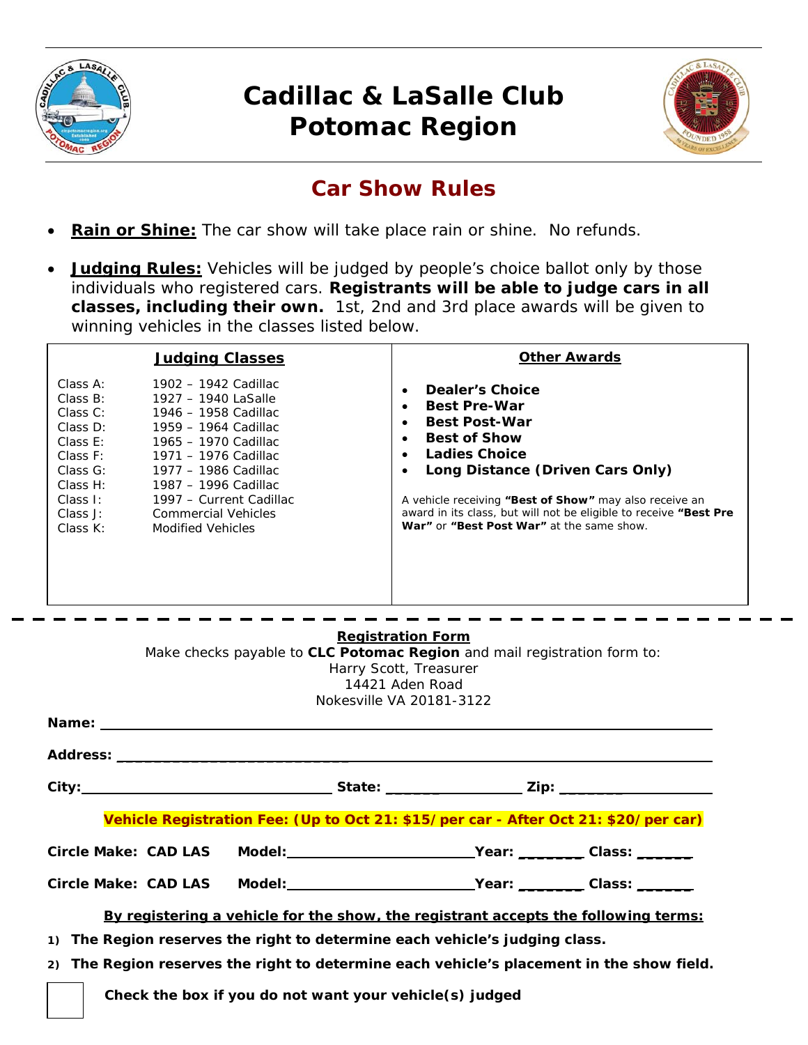# Cadillac & LaSalle Club Potomac Region

## Car Show Rules

- **Rain or Shine:** The car show will take place rain or shine. No refunds.
- **Judging Rules:** Vehicles will be judged by people's choice ballot only by those individuals who registered cars. **Registrants will be able to judge cars in all classes, including their own.** 1st, 2nd and 3rd place awards will be given to winning vehicles in the classes listed below.

| Judging Classes | | Other Awards |
|---|---|---|
| Class A: | 1902 – 1942 Cadillac | • **Dealer's Choice** |
| Class B: | 1927 – 1940 LaSalle | • **Best Pre-War** |
| Class C: | 1946 – 1958 Cadillac | • **Best Post-War** |
| Class D: | 1959 – 1964 Cadillac | • **Best of Show** |
| Class E: | 1965 – 1970 Cadillac | • **Ladies Choice** |
| Class F: | 1971 – 1976 Cadillac | • **Long Distance (Driven Cars Only)** |
| Class G: | 1977 – 1986 Cadillac | |
| Class H: | 1987 – 1996 Cadillac | A vehicle receiving **"Best of Show"** may also receive an award in its class, but will not be eligible to receive **"Best Pre War"** or **"Best Post War"** at the same show. |
| Class I: | 1997 – Current Cadillac | |
| Class J: | Commercial Vehicles | |
| Class K: | Modified Vehicles | |

---

**Registration Form**

Make checks payable to **CLC Potomac Region** and mail registration form to:
Harry Scott, Treasurer
14421 Aden Road
Nokesville VA 20181-3122

**Name:** ______________________________

**Address:** ______________________________

**City:** ____________________ **State:** __________ **Zip:** __________

**Vehicle Registration Fee: (Up to Oct 21: $15/per car - After Oct 21: $20/per car)**

**Circle Make: CAD LAS Model:** ____________ **Year:** ________ **Class:** ______

**Circle Make: CAD LAS Model:** ____________ **Year:** ________ **Class:** ______

**By registering a vehicle for the show, the registrant accepts the following terms:**

1) **The Region reserves the right to determine each vehicle's judging class.**
2) **The Region reserves the right to determine each vehicle's placement in the show field.**

☐ **Check the box if you do not want your vehicle(s) judged**